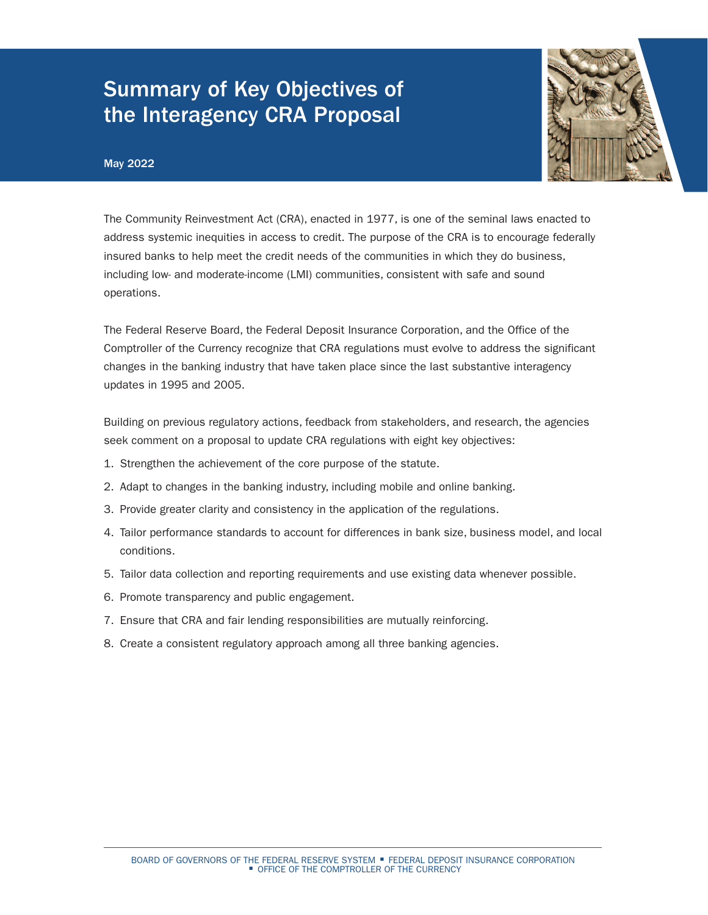# Summary of Key Objectives of the Interagency CRA Proposal

May 2022

The Community Reinvestment Act (CRA), enacted in 1977, is one of the seminal laws enacted to address systemic inequities in access to credit. The purpose of the CRA is to encourage federally insured banks to help meet the credit needs of the communities in which they do business, including low- and moderate-income (LMI) communities, consistent with safe and sound operations.

The Federal Reserve Board, the Federal Deposit Insurance Corporation, and the Office of the Comptroller of the Currency recognize that CRA regulations must evolve to address the significant changes in the banking industry that have taken place since the last substantive interagency updates in 1995 and 2005.

Building on previous regulatory actions, feedback from stakeholders, and research, the agencies seek comment on a proposal to update CRA regulations with eight key objectives:

1. Strengthen the achievement of the core purpose of the statute.
2. Adapt to changes in the banking industry, including mobile and online banking.
3. Provide greater clarity and consistency in the application of the regulations.
4. Tailor performance standards to account for differences in bank size, business model, and local conditions.
5. Tailor data collection and reporting requirements and use existing data whenever possible.
6. Promote transparency and public engagement.
7. Ensure that CRA and fair lending responsibilities are mutually reinforcing.
8. Create a consistent regulatory approach among all three banking agencies.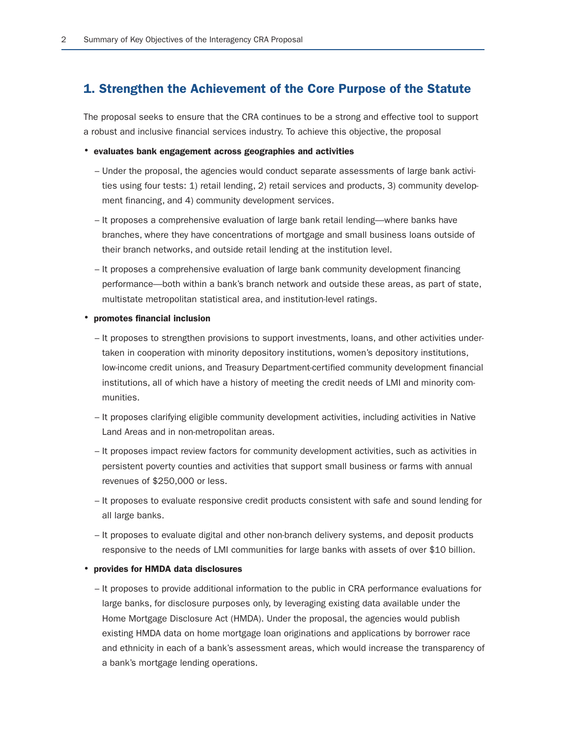## 1. Strengthen the Achievement of the Core Purpose of the Statute

The proposal seeks to ensure that the CRA continues to be a strong and effective tool to support a robust and inclusive financial services industry. To achieve this objective, the proposal

- **evaluates bank engagement across geographies and activities**
  - Under the proposal, the agencies would conduct separate assessments of large bank activities using four tests: 1) retail lending, 2) retail services and products, 3) community development financing, and 4) community development services.
  - It proposes a comprehensive evaluation of large bank retail lending—where banks have branches, where they have concentrations of mortgage and small business loans outside of their branch networks, and outside retail lending at the institution level.
  - It proposes a comprehensive evaluation of large bank community development financing performance—both within a bank's branch network and outside these areas, as part of state, multistate metropolitan statistical area, and institution-level ratings.
- **promotes financial inclusion**
  - It proposes to strengthen provisions to support investments, loans, and other activities undertaken in cooperation with minority depository institutions, women's depository institutions, low-income credit unions, and Treasury Department-certified community development financial institutions, all of which have a history of meeting the credit needs of LMI and minority communities.
  - It proposes clarifying eligible community development activities, including activities in Native Land Areas and in non-metropolitan areas.
  - It proposes impact review factors for community development activities, such as activities in persistent poverty counties and activities that support small business or farms with annual revenues of $250,000 or less.
  - It proposes to evaluate responsive credit products consistent with safe and sound lending for all large banks.
  - It proposes to evaluate digital and other non-branch delivery systems, and deposit products responsive to the needs of LMI communities for large banks with assets of over $10 billion.
- **provides for HMDA data disclosures**
  - It proposes to provide additional information to the public in CRA performance evaluations for large banks, for disclosure purposes only, by leveraging existing data available under the Home Mortgage Disclosure Act (HMDA). Under the proposal, the agencies would publish existing HMDA data on home mortgage loan originations and applications by borrower race and ethnicity in each of a bank's assessment areas, which would increase the transparency of a bank's mortgage lending operations.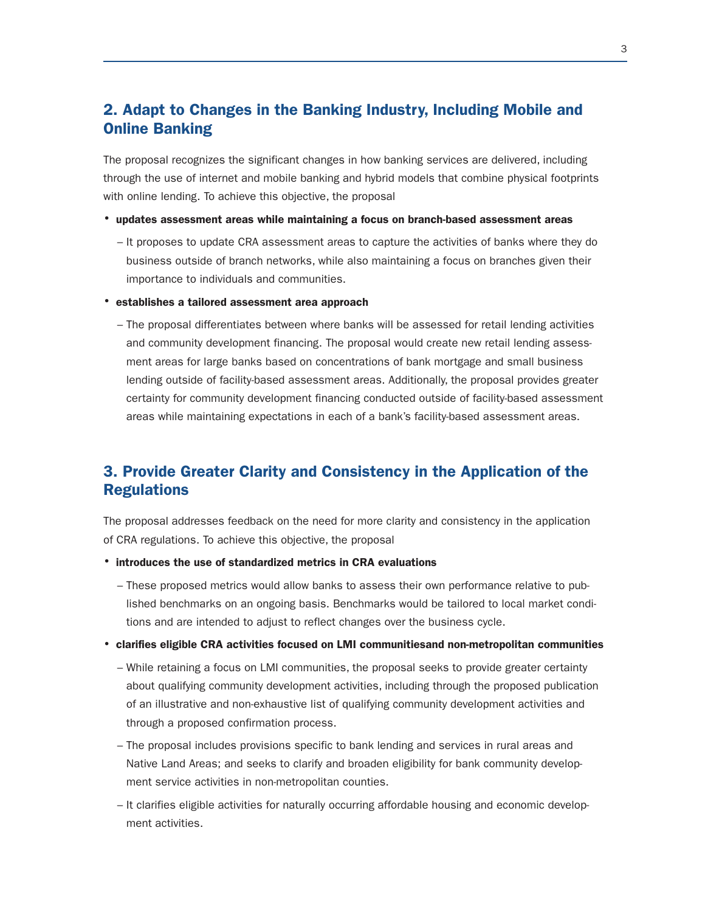## 2. Adapt to Changes in the Banking Industry, Including Mobile and Online Banking

The proposal recognizes the significant changes in how banking services are delivered, including through the use of internet and mobile banking and hybrid models that combine physical footprints with online lending. To achieve this objective, the proposal

- **updates assessment areas while maintaining a focus on branch-based assessment areas**
  - It proposes to update CRA assessment areas to capture the activities of banks where they do business outside of branch networks, while also maintaining a focus on branches given their importance to individuals and communities.
- **establishes a tailored assessment area approach**
  - The proposal differentiates between where banks will be assessed for retail lending activities and community development financing. The proposal would create new retail lending assessment areas for large banks based on concentrations of bank mortgage and small business lending outside of facility-based assessment areas. Additionally, the proposal provides greater certainty for community development financing conducted outside of facility-based assessment areas while maintaining expectations in each of a bank's facility-based assessment areas.

## 3. Provide Greater Clarity and Consistency in the Application of the Regulations

The proposal addresses feedback on the need for more clarity and consistency in the application of CRA regulations. To achieve this objective, the proposal

- **introduces the use of standardized metrics in CRA evaluations**
  - These proposed metrics would allow banks to assess their own performance relative to published benchmarks on an ongoing basis. Benchmarks would be tailored to local market conditions and are intended to adjust to reflect changes over the business cycle.
- **clarifies eligible CRA activities focused on LMI communitiesand non-metropolitan communities**
  - While retaining a focus on LMI communities, the proposal seeks to provide greater certainty about qualifying community development activities, including through the proposed publication of an illustrative and non-exhaustive list of qualifying community development activities and through a proposed confirmation process.
  - The proposal includes provisions specific to bank lending and services in rural areas and Native Land Areas; and seeks to clarify and broaden eligibility for bank community development service activities in non-metropolitan counties.
  - It clarifies eligible activities for naturally occurring affordable housing and economic development activities.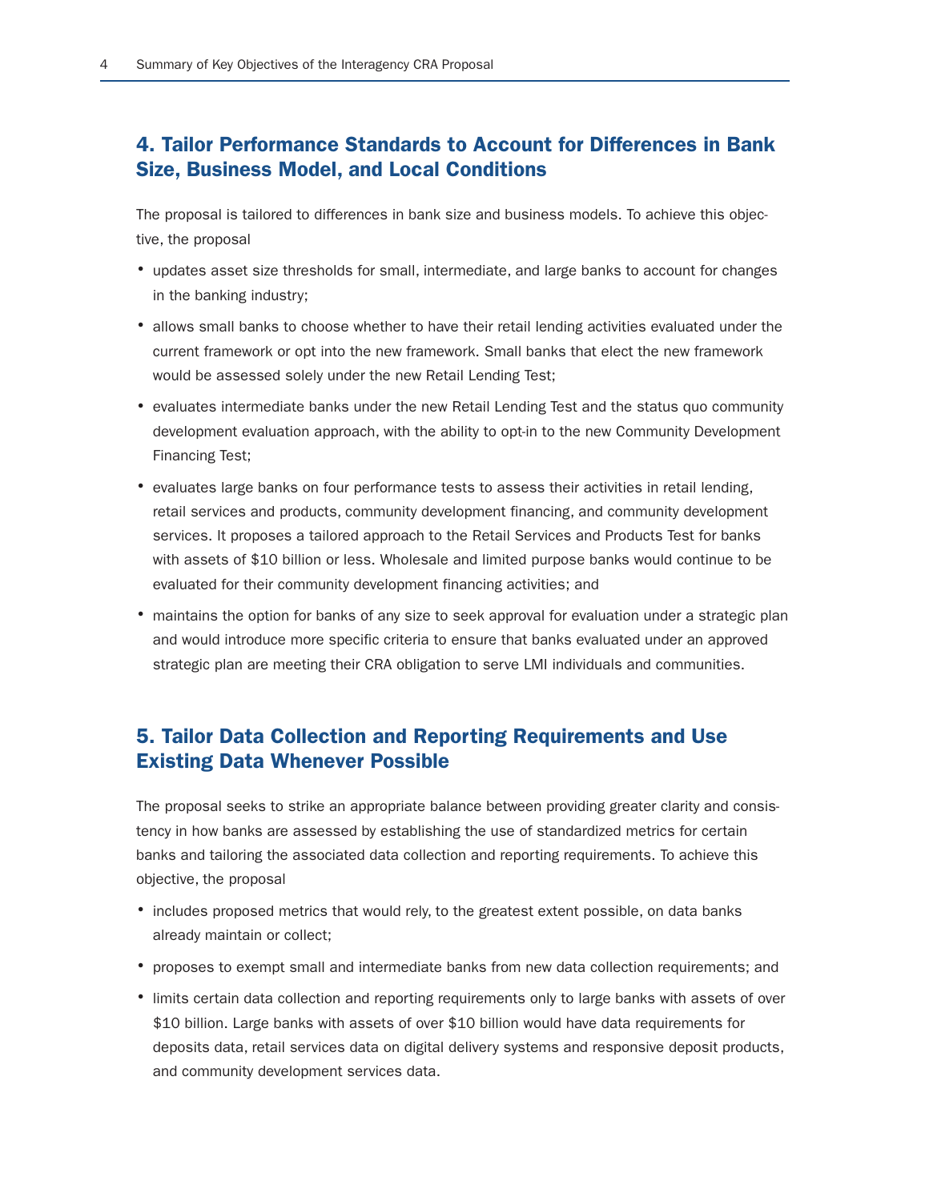## 4. Tailor Performance Standards to Account for Differences in Bank Size, Business Model, and Local Conditions

The proposal is tailored to differences in bank size and business models. To achieve this objective, the proposal

- updates asset size thresholds for small, intermediate, and large banks to account for changes in the banking industry;
- allows small banks to choose whether to have their retail lending activities evaluated under the current framework or opt into the new framework. Small banks that elect the new framework would be assessed solely under the new Retail Lending Test;
- evaluates intermediate banks under the new Retail Lending Test and the status quo community development evaluation approach, with the ability to opt-in to the new Community Development Financing Test;
- evaluates large banks on four performance tests to assess their activities in retail lending, retail services and products, community development financing, and community development services. It proposes a tailored approach to the Retail Services and Products Test for banks with assets of $10 billion or less. Wholesale and limited purpose banks would continue to be evaluated for their community development financing activities; and
- maintains the option for banks of any size to seek approval for evaluation under a strategic plan and would introduce more specific criteria to ensure that banks evaluated under an approved strategic plan are meeting their CRA obligation to serve LMI individuals and communities.

## 5. Tailor Data Collection and Reporting Requirements and Use Existing Data Whenever Possible

The proposal seeks to strike an appropriate balance between providing greater clarity and consistency in how banks are assessed by establishing the use of standardized metrics for certain banks and tailoring the associated data collection and reporting requirements. To achieve this objective, the proposal

- includes proposed metrics that would rely, to the greatest extent possible, on data banks already maintain or collect;
- proposes to exempt small and intermediate banks from new data collection requirements; and
- limits certain data collection and reporting requirements only to large banks with assets of over $10 billion. Large banks with assets of over $10 billion would have data requirements for deposits data, retail services data on digital delivery systems and responsive deposit products, and community development services data.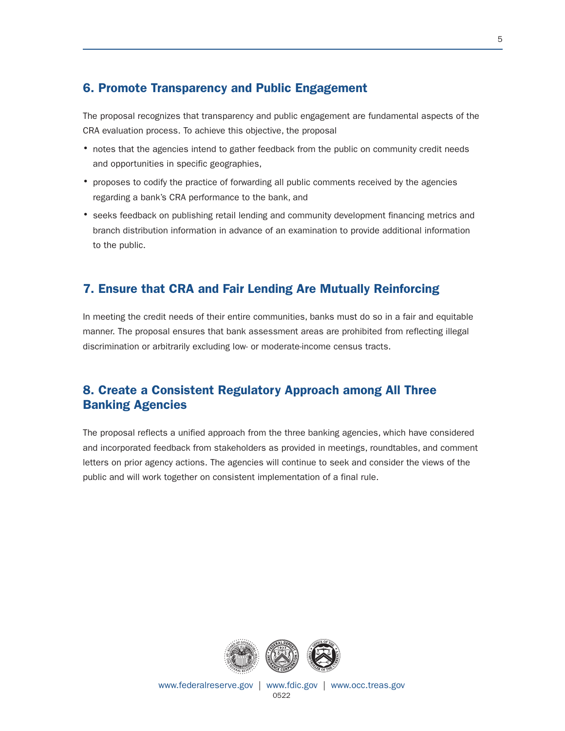## 6. Promote Transparency and Public Engagement

The proposal recognizes that transparency and public engagement are fundamental aspects of the CRA evaluation process. To achieve this objective, the proposal

- notes that the agencies intend to gather feedback from the public on community credit needs and opportunities in specific geographies,
- proposes to codify the practice of forwarding all public comments received by the agencies regarding a bank's CRA performance to the bank, and
- seeks feedback on publishing retail lending and community development financing metrics and branch distribution information in advance of an examination to provide additional information to the public.

## 7. Ensure that CRA and Fair Lending Are Mutually Reinforcing

In meeting the credit needs of their entire communities, banks must do so in a fair and equitable manner. The proposal ensures that bank assessment areas are prohibited from reflecting illegal discrimination or arbitrarily excluding low- or moderate-income census tracts.

## 8. Create a Consistent Regulatory Approach among All Three Banking Agencies

The proposal reflects a unified approach from the three banking agencies, which have considered and incorporated feedback from stakeholders as provided in meetings, roundtables, and comment letters on prior agency actions. The agencies will continue to seek and consider the views of the public and will work together on consistent implementation of a final rule.

www.federalreserve.gov | www.fdic.gov | www.occ.treas.gov

0522